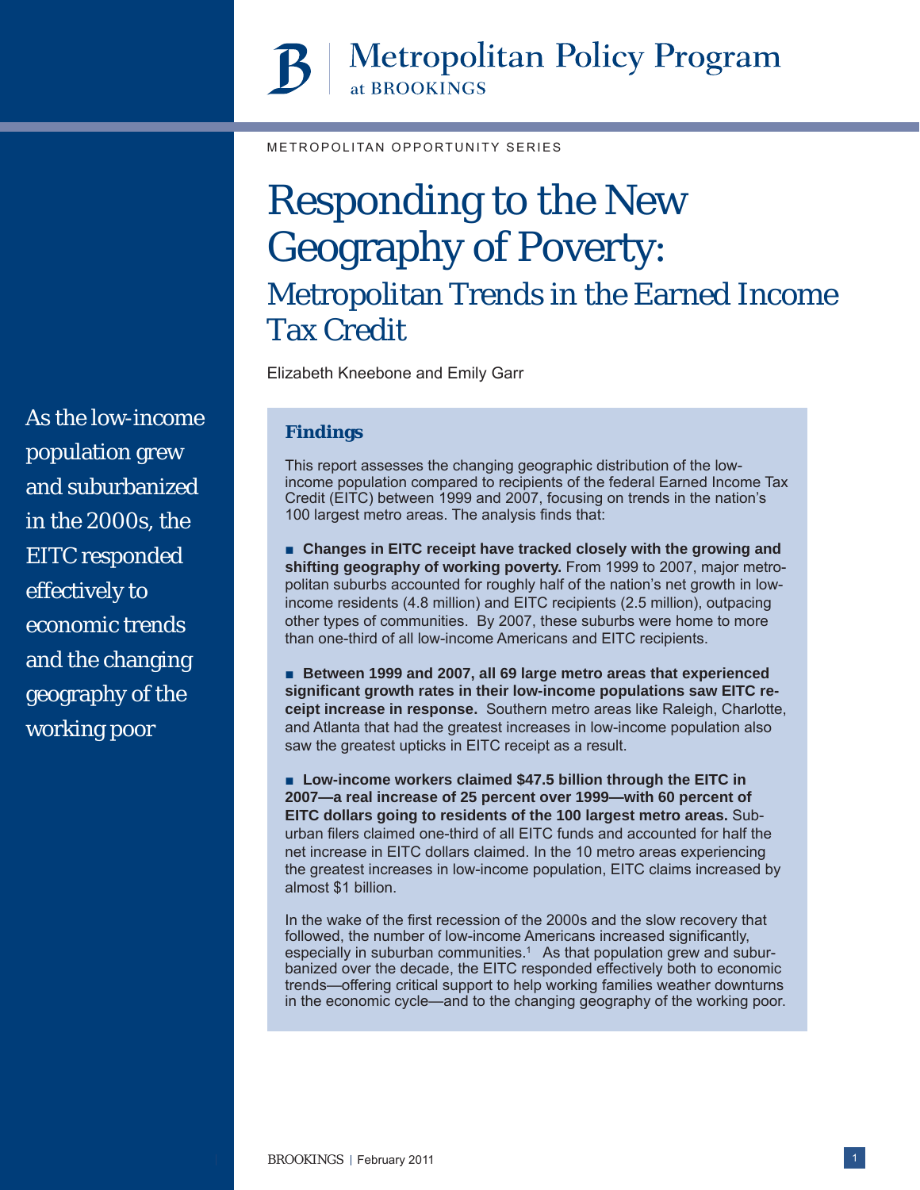Metropolitan Policy Program at BROOKINGS

METROPOLITAN OPPORTUNITY SERIES

# Responding to the New Geography of Poverty:

## Metropolitan Trends in the Earned Income Tax Credit

Elizabeth Kneebone and Emily Garr

As the low-income population grew and suburbanized in the 2000s, the EITC responded effectively to economic trends and the changing geography of the working poor

### Findings

This report assesses the changing geographic distribution of the low-income population compared to recipients of the federal Earned Income Tax Credit (EITC) between 1999 and 2007, focusing on trends in the nation's 100 largest metro areas. The analysis finds that:

- **Changes in EITC receipt have tracked closely with the growing and shifting geography of working poverty.** From 1999 to 2007, major metropolitan suburbs accounted for roughly half of the nation's net growth in low-income residents (4.8 million) and EITC recipients (2.5 million), outpacing other types of communities. By 2007, these suburbs were home to more than one-third of all low-income Americans and EITC recipients.

- **Between 1999 and 2007, all 69 large metro areas that experienced significant growth rates in their low-income populations saw EITC receipt increase in response.** Southern metro areas like Raleigh, Charlotte, and Atlanta that had the greatest increases in low-income population also saw the greatest upticks in EITC receipt as a result.

- **Low-income workers claimed $47.5 billion through the EITC in 2007—a real increase of 25 percent over 1999—with 60 percent of EITC dollars going to residents of the 100 largest metro areas.** Suburban filers claimed one-third of all EITC funds and accounted for half the net increase in EITC dollars claimed. In the 10 metro areas experiencing the greatest increases in low-income population, EITC claims increased by almost $1 billion.

In the wake of the first recession of the 2000s and the slow recovery that followed, the number of low-income Americans increased significantly, especially in suburban communities.[1] As that population grew and suburbanized over the decade, the EITC responded effectively both to economic trends—offering critical support to help working families weather downturns in the economic cycle—and to the changing geography of the working poor.

BROOKINGS | February 2011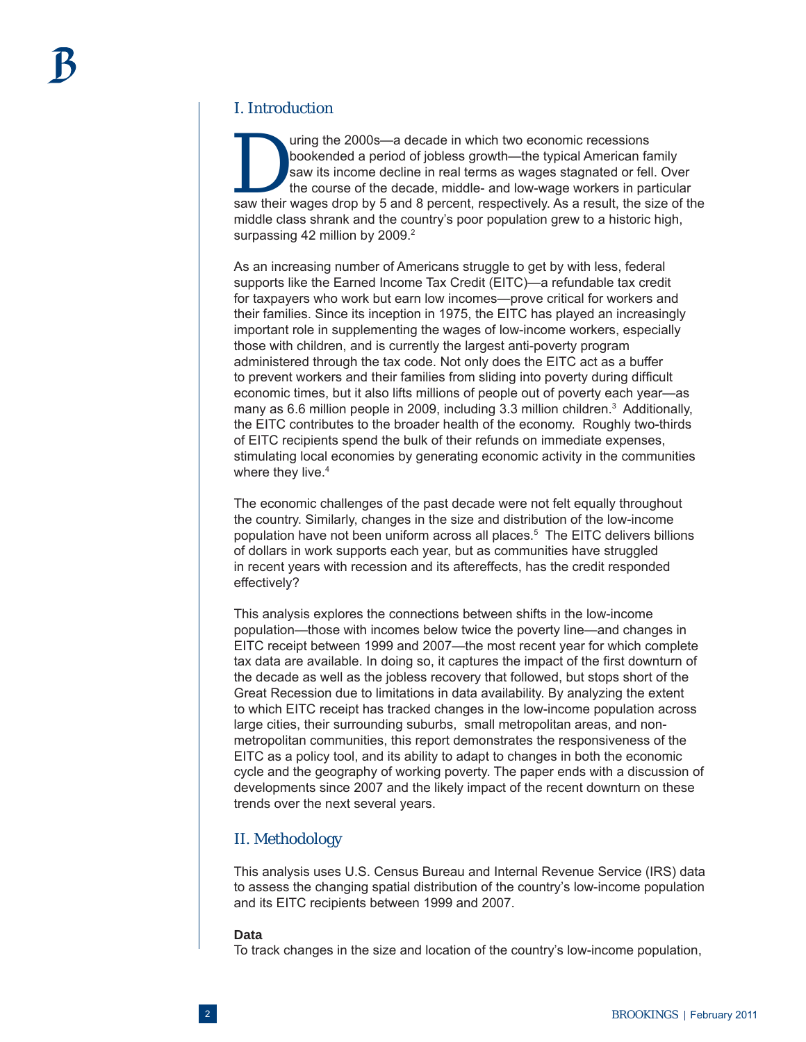## I. Introduction

During the 2000s—a decade in which two economic recessions bookended a period of jobless growth—the typical American family saw its income decline in real terms as wages stagnated or fell. Over the course of the decade, middle- and low-wage workers in particular saw their wages drop by 5 and 8 percent, respectively. As a result, the size of the middle class shrank and the country's poor population grew to a historic high, surpassing 42 million by 2009.[2]

As an increasing number of Americans struggle to get by with less, federal supports like the Earned Income Tax Credit (EITC)—a refundable tax credit for taxpayers who work but earn low incomes—prove critical for workers and their families. Since its inception in 1975, the EITC has played an increasingly important role in supplementing the wages of low-income workers, especially those with children, and is currently the largest anti-poverty program administered through the tax code. Not only does the EITC act as a buffer to prevent workers and their families from sliding into poverty during difficult economic times, but it also lifts millions of people out of poverty each year—as many as 6.6 million people in 2009, including 3.3 million children.[3] Additionally, the EITC contributes to the broader health of the economy. Roughly two-thirds of EITC recipients spend the bulk of their refunds on immediate expenses, stimulating local economies by generating economic activity in the communities where they live.[4]

The economic challenges of the past decade were not felt equally throughout the country. Similarly, changes in the size and distribution of the low-income population have not been uniform across all places.[5] The EITC delivers billions of dollars in work supports each year, but as communities have struggled in recent years with recession and its aftereffects, has the credit responded effectively?

This analysis explores the connections between shifts in the low-income population—those with incomes below twice the poverty line—and changes in EITC receipt between 1999 and 2007—the most recent year for which complete tax data are available. In doing so, it captures the impact of the first downturn of the decade as well as the jobless recovery that followed, but stops short of the Great Recession due to limitations in data availability. By analyzing the extent to which EITC receipt has tracked changes in the low-income population across large cities, their surrounding suburbs, small metropolitan areas, and non-metropolitan communities, this report demonstrates the responsiveness of the EITC as a policy tool, and its ability to adapt to changes in both the economic cycle and the geography of working poverty. The paper ends with a discussion of developments since 2007 and the likely impact of the recent downturn on these trends over the next several years.

## II. Methodology

This analysis uses U.S. Census Bureau and Internal Revenue Service (IRS) data to assess the changing spatial distribution of the country's low-income population and its EITC recipients between 1999 and 2007.

**Data**

To track changes in the size and location of the country's low-income population,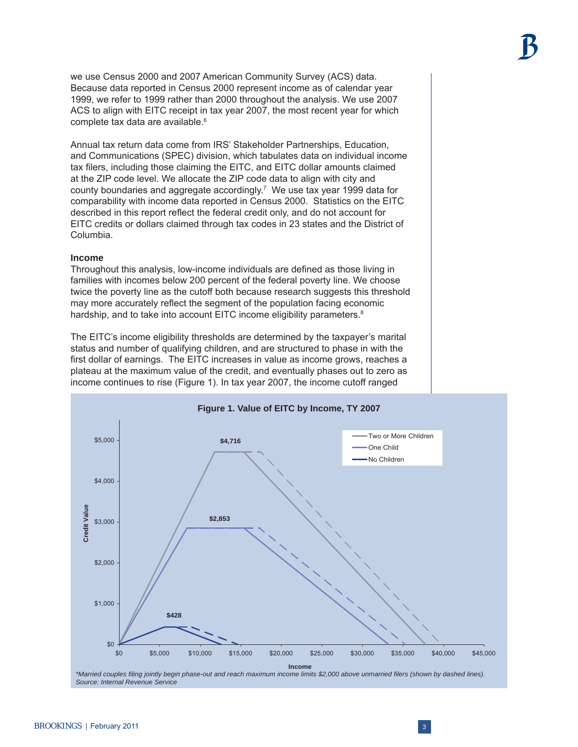we use Census 2000 and 2007 American Community Survey (ACS) data. Because data reported in Census 2000 represent income as of calendar year 1999, we refer to 1999 rather than 2000 throughout the analysis. We use 2007 ACS to align with EITC receipt in tax year 2007, the most recent year for which complete tax data are available.[6]

Annual tax return data come from IRS' Stakeholder Partnerships, Education, and Communications (SPEC) division, which tabulates data on individual income tax filers, including those claiming the EITC, and EITC dollar amounts claimed at the ZIP code level. We allocate the ZIP code data to align with city and county boundaries and aggregate accordingly.[7] We use tax year 1999 data for comparability with income data reported in Census 2000. Statistics on the EITC described in this report reflect the federal credit only, and do not account for EITC credits or dollars claimed through tax codes in 23 states and the District of Columbia.

**Income**

Throughout this analysis, low-income individuals are defined as those living in families with incomes below 200 percent of the federal poverty line. We choose twice the poverty line as the cutoff both because research suggests this threshold may more accurately reflect the segment of the population facing economic hardship, and to take into account EITC income eligibility parameters.[8]

The EITC's income eligibility thresholds are determined by the taxpayer's marital status and number of qualifying children, and are structured to phase in with the first dollar of earnings. The EITC increases in value as income grows, reaches a plateau at the maximum value of the credit, and eventually phases out to zero as income continues to rise (Figure 1). In tax year 2007, the income cutoff ranged

**Figure 1. Value of EITC by Income, TY 2007**

*Married couples filing jointly begin phase-out and reach maximum income limits $2,000 above unmarried filers (shown by dashed lines).*
*Source: Internal Revenue Service*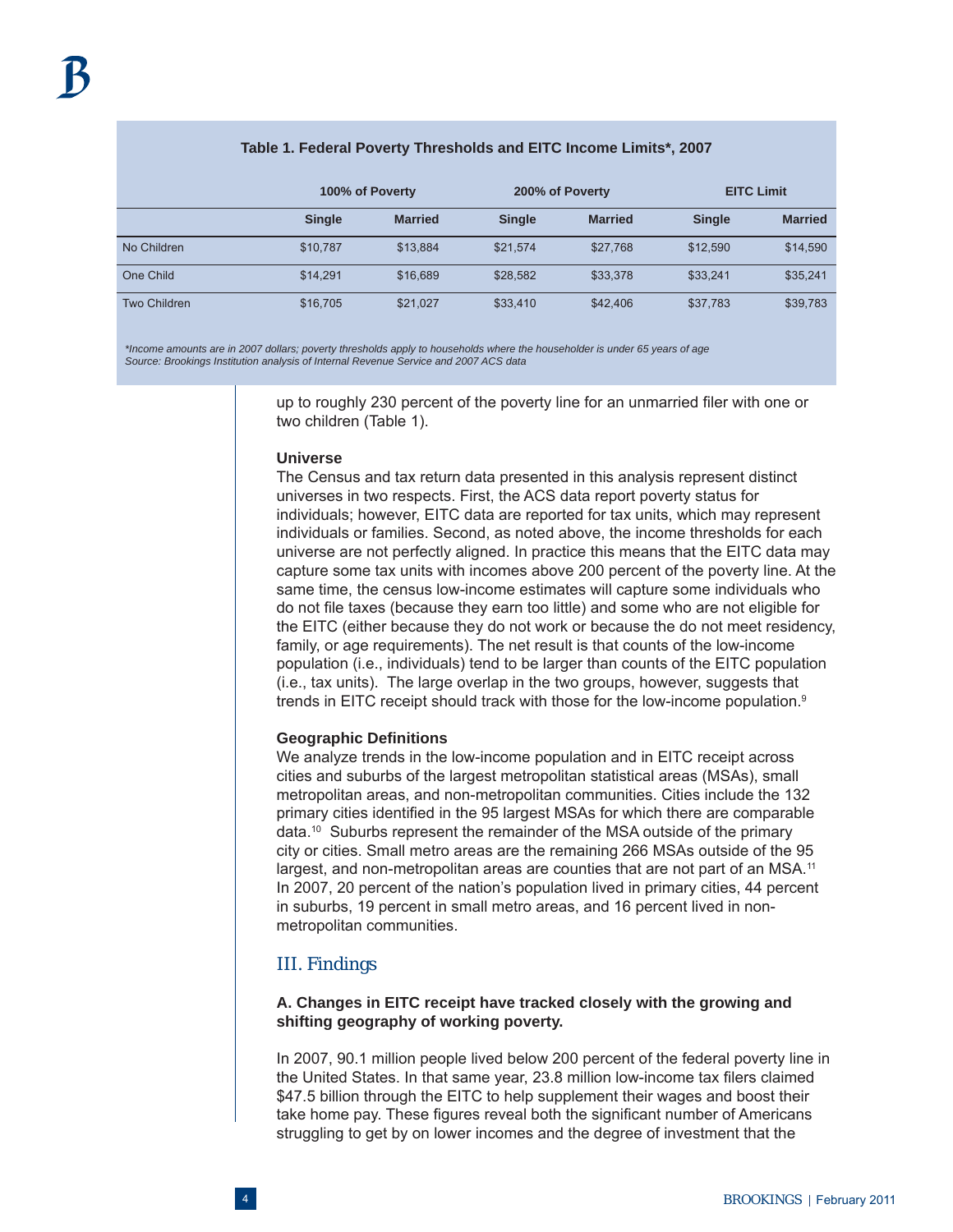**Table 1. Federal Poverty Thresholds and EITC Income Limits*, 2007**

| | 100% of Poverty | | 200% of Poverty | | EITC Limit | |
|---|---|---|---|---|---|---|
| | Single | Married | Single | Married | Single | Married |
| No Children | $10,787 | $13,884 | $21,574 | $27,768 | $12,590 | $14,590 |
| One Child | $14,291 | $16,689 | $28,582 | $33,378 | $33,241 | $35,241 |
| Two Children | $16,705 | $21,027 | $33,410 | $42,406 | $37,783 | $39,783 |

*\*Income amounts are in 2007 dollars; poverty thresholds apply to households where the householder is under 65 years of age*
*Source: Brookings Institution analysis of Internal Revenue Service and 2007 ACS data*

up to roughly 230 percent of the poverty line for an unmarried filer with one or two children (Table 1).

**Universe**

The Census and tax return data presented in this analysis represent distinct universes in two respects. First, the ACS data report poverty status for individuals; however, EITC data are reported for tax units, which may represent individuals or families. Second, as noted above, the income thresholds for each universe are not perfectly aligned. In practice this means that the EITC data may capture some tax units with incomes above 200 percent of the poverty line. At the same time, the census low-income estimates will capture some individuals who do not file taxes (because they earn too little) and some who are not eligible for the EITC (either because they do not work or because the do not meet residency, family, or age requirements). The net result is that counts of the low-income population (i.e., individuals) tend to be larger than counts of the EITC population (i.e., tax units). The large overlap in the two groups, however, suggests that trends in EITC receipt should track with those for the low-income population.[9]

**Geographic Definitions**

We analyze trends in the low-income population and in EITC receipt across cities and suburbs of the largest metropolitan statistical areas (MSAs), small metropolitan areas, and non-metropolitan communities. Cities include the 132 primary cities identified in the 95 largest MSAs for which there are comparable data.[10] Suburbs represent the remainder of the MSA outside of the primary city or cities. Small metro areas are the remaining 266 MSAs outside of the 95 largest, and non-metropolitan areas are counties that are not part of an MSA.[11] In 2007, 20 percent of the nation's population lived in primary cities, 44 percent in suburbs, 19 percent in small metro areas, and 16 percent lived in non-metropolitan communities.

## III. Findings

### A. Changes in EITC receipt have tracked closely with the growing and shifting geography of working poverty.

In 2007, 90.1 million people lived below 200 percent of the federal poverty line in the United States. In that same year, 23.8 million low-income tax filers claimed $47.5 billion through the EITC to help supplement their wages and boost their take home pay. These figures reveal both the significant number of Americans struggling to get by on lower incomes and the degree of investment that the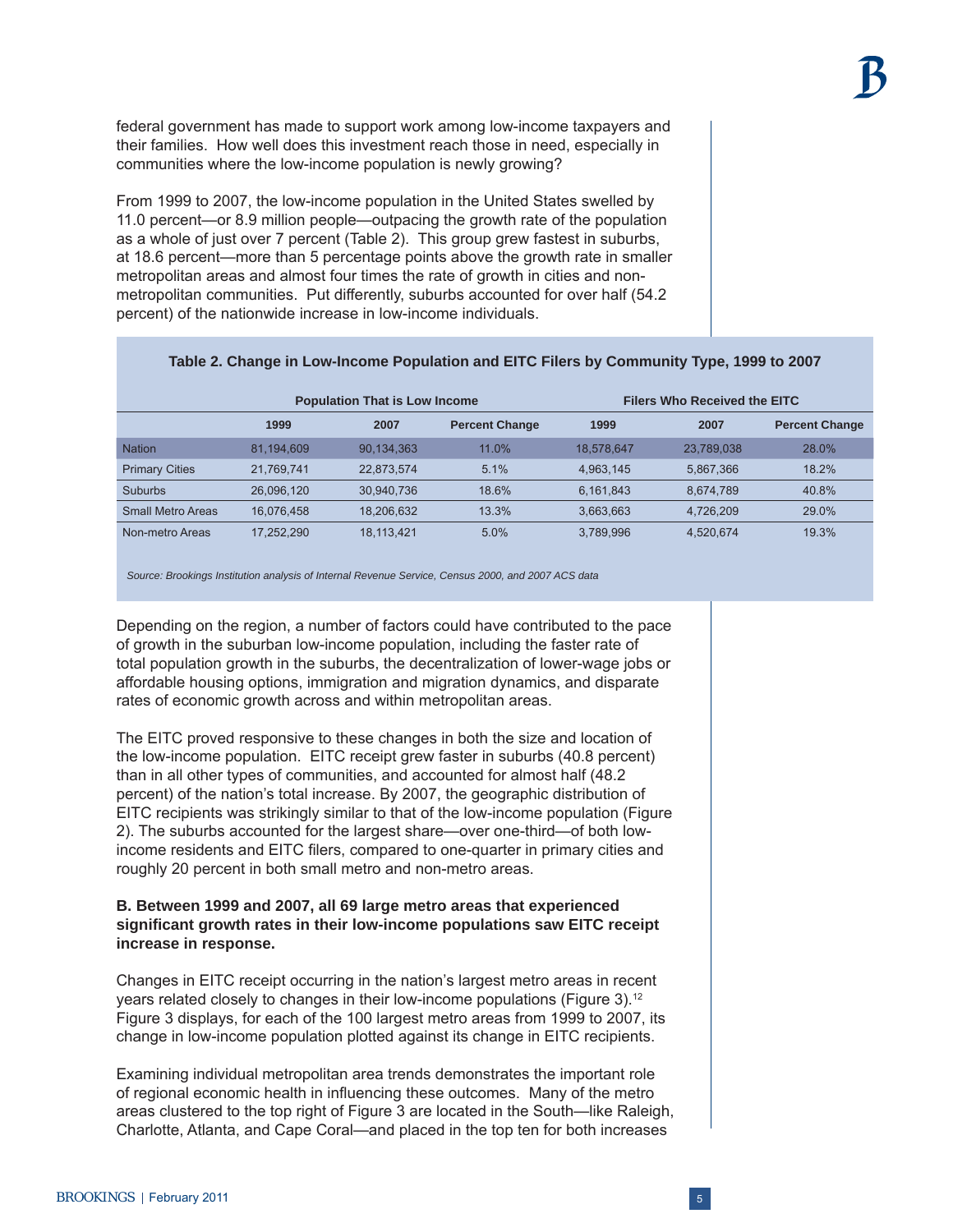federal government has made to support work among low-income taxpayers and their families. How well does this investment reach those in need, especially in communities where the low-income population is newly growing?

From 1999 to 2007, the low-income population in the United States swelled by 11.0 percent—or 8.9 million people—outpacing the growth rate of the population as a whole of just over 7 percent (Table 2). This group grew fastest in suburbs, at 18.6 percent—more than 5 percentage points above the growth rate in smaller metropolitan areas and almost four times the rate of growth in cities and non-metropolitan communities. Put differently, suburbs accounted for over half (54.2 percent) of the nationwide increase in low-income individuals.

**Table 2. Change in Low-Income Population and EITC Filers by Community Type, 1999 to 2007**

| | Population That is Low Income | | | Filers Who Received the EITC | | |
|---|---|---|---|---|---|---|
| | 1999 | 2007 | Percent Change | 1999 | 2007 | Percent Change |
| Nation | 81,194,609 | 90,134,363 | 11.0% | 18,578,647 | 23,789,038 | 28.0% |
| Primary Cities | 21,769,741 | 22,873,574 | 5.1% | 4,963,145 | 5,867,366 | 18.2% |
| Suburbs | 26,096,120 | 30,940,736 | 18.6% | 6,161,843 | 8,674,789 | 40.8% |
| Small Metro Areas | 16,076,458 | 18,206,632 | 13.3% | 3,663,663 | 4,726,209 | 29.0% |
| Non-metro Areas | 17,252,290 | 18,113,421 | 5.0% | 3,789,996 | 4,520,674 | 19.3% |

*Source: Brookings Institution analysis of Internal Revenue Service, Census 2000, and 2007 ACS data*

Depending on the region, a number of factors could have contributed to the pace of growth in the suburban low-income population, including the faster rate of total population growth in the suburbs, the decentralization of lower-wage jobs or affordable housing options, immigration and migration dynamics, and disparate rates of economic growth across and within metropolitan areas.

The EITC proved responsive to these changes in both the size and location of the low-income population. EITC receipt grew faster in suburbs (40.8 percent) than in all other types of communities, and accounted for almost half (48.2 percent) of the nation's total increase. By 2007, the geographic distribution of EITC recipients was strikingly similar to that of the low-income population (Figure 2). The suburbs accounted for the largest share—over one-third—of both low-income residents and EITC filers, compared to one-quarter in primary cities and roughly 20 percent in both small metro and non-metro areas.

**B. Between 1999 and 2007, all 69 large metro areas that experienced significant growth rates in their low-income populations saw EITC receipt increase in response.**

Changes in EITC receipt occurring in the nation's largest metro areas in recent years related closely to changes in their low-income populations (Figure 3).[12] Figure 3 displays, for each of the 100 largest metro areas from 1999 to 2007, its change in low-income population plotted against its change in EITC recipients.

Examining individual metropolitan area trends demonstrates the important role of regional economic health in influencing these outcomes. Many of the metro areas clustered to the top right of Figure 3 are located in the South—like Raleigh, Charlotte, Atlanta, and Cape Coral—and placed in the top ten for both increases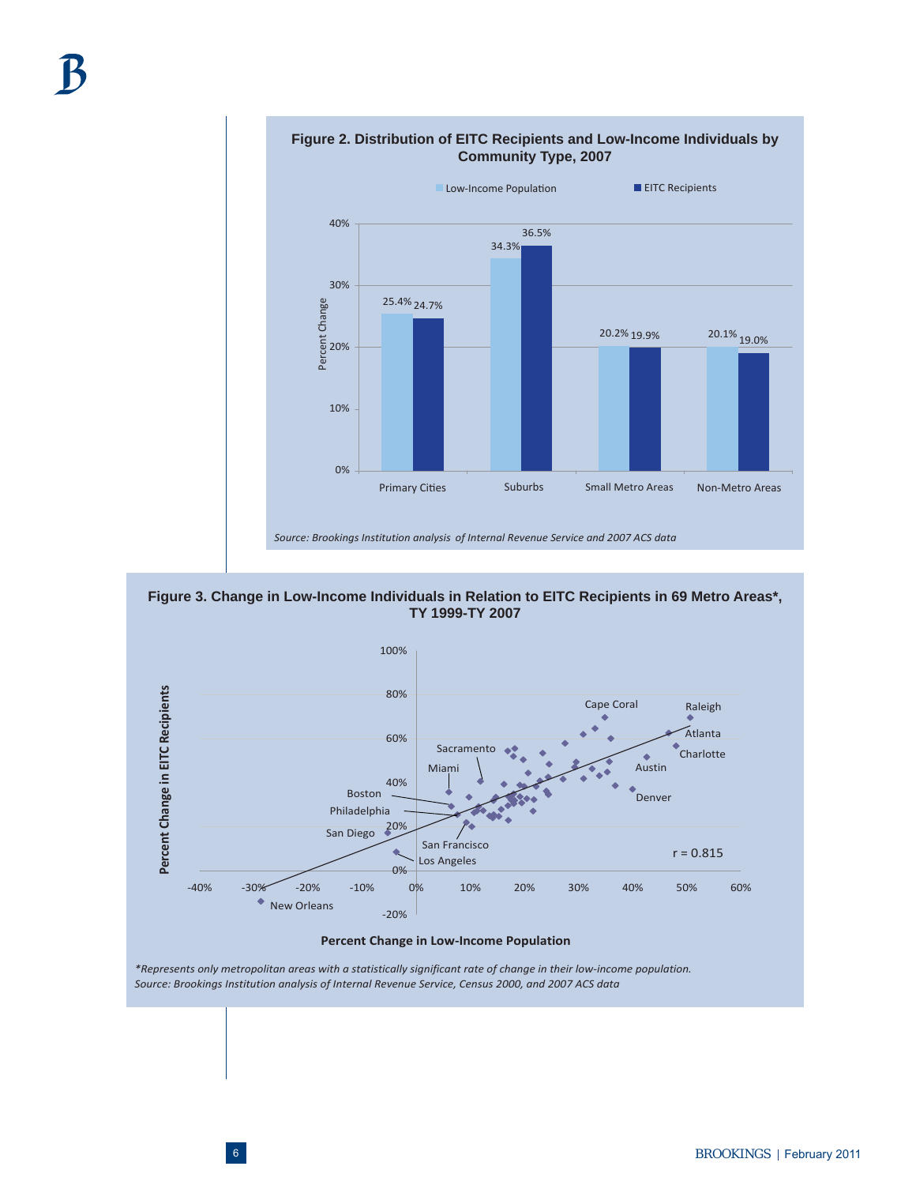**Figure 2. Distribution of EITC Recipients and Low-Income Individuals by Community Type, 2007**

| | Low-Income Population | EITC Recipients |
|---|---|---|
| Primary Cities | 25.4% | 24.7% |
| Suburbs | 34.3% | 36.5% |
| Small Metro Areas | 20.2% | 19.9% |
| Non-Metro Areas | 20.1% | 19.0% |

*Source: Brookings Institution analysis of Internal Revenue Service and 2007 ACS data*

**Figure 3. Change in Low-Income Individuals in Relation to EITC Recipients in 69 Metro Areas\*, TY 1999-TY 2007**

Percent Change in EITC Recipients vs. Percent Change in Low-Income Population

Labeled metro areas: Cape Coral, Raleigh, Atlanta, Charlotte, Austin, Denver, Sacramento, Miami, Boston, Philadelphia, San Diego, San Francisco, Los Angeles, New Orleans

r = 0.815

*\*Represents only metropolitan areas with a statistically significant rate of change in their low-income population.*
*Source: Brookings Institution analysis of Internal Revenue Service, Census 2000, and 2007 ACS data*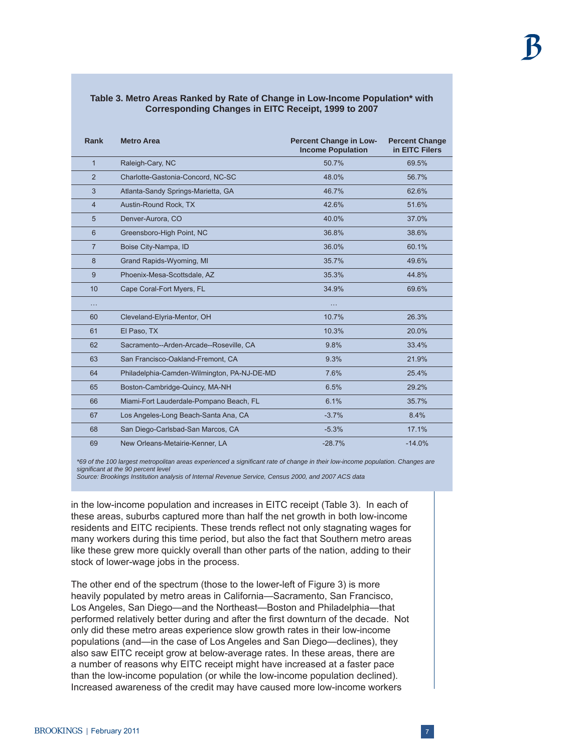**Table 3. Metro Areas Ranked by Rate of Change in Low-Income Population* with Corresponding Changes in EITC Receipt, 1999 to 2007**

| Rank | Metro Area | Percent Change in Low-Income Population | Percent Change in EITC Filers |
|---|---|---|---|
| 1 | Raleigh-Cary, NC | 50.7% | 69.5% |
| 2 | Charlotte-Gastonia-Concord, NC-SC | 48.0% | 56.7% |
| 3 | Atlanta-Sandy Springs-Marietta, GA | 46.7% | 62.6% |
| 4 | Austin-Round Rock, TX | 42.6% | 51.6% |
| 5 | Denver-Aurora, CO | 40.0% | 37.0% |
| 6 | Greensboro-High Point, NC | 36.8% | 38.6% |
| 7 | Boise City-Nampa, ID | 36.0% | 60.1% |
| 8 | Grand Rapids-Wyoming, MI | 35.7% | 49.6% |
| 9 | Phoenix-Mesa-Scottsdale, AZ | 35.3% | 44.8% |
| 10 | Cape Coral-Fort Myers, FL | 34.9% | 69.6% |
| ... | | ... | |
| 60 | Cleveland-Elyria-Mentor, OH | 10.7% | 26.3% |
| 61 | El Paso, TX | 10.3% | 20.0% |
| 62 | Sacramento--Arden-Arcade--Roseville, CA | 9.8% | 33.4% |
| 63 | San Francisco-Oakland-Fremont, CA | 9.3% | 21.9% |
| 64 | Philadelphia-Camden-Wilmington, PA-NJ-DE-MD | 7.6% | 25.4% |
| 65 | Boston-Cambridge-Quincy, MA-NH | 6.5% | 29.2% |
| 66 | Miami-Fort Lauderdale-Pompano Beach, FL | 6.1% | 35.7% |
| 67 | Los Angeles-Long Beach-Santa Ana, CA | -3.7% | 8.4% |
| 68 | San Diego-Carlsbad-San Marcos, CA | -5.3% | 17.1% |
| 69 | New Orleans-Metairie-Kenner, LA | -28.7% | -14.0% |

*\*69 of the 100 largest metropolitan areas experienced a significant rate of change in their low-income population. Changes are significant at the 90 percent level*

*Source: Brookings Institution analysis of Internal Revenue Service, Census 2000, and 2007 ACS data*

in the low-income population and increases in EITC receipt (Table 3). In each of these areas, suburbs captured more than half the net growth in both low-income residents and EITC recipients. These trends reflect not only stagnating wages for many workers during this time period, but also the fact that Southern metro areas like these grew more quickly overall than other parts of the nation, adding to their stock of lower-wage jobs in the process.

The other end of the spectrum (those to the lower-left of Figure 3) is more heavily populated by metro areas in California—Sacramento, San Francisco, Los Angeles, San Diego—and the Northeast—Boston and Philadelphia—that performed relatively better during and after the first downturn of the decade. Not only did these metro areas experience slow growth rates in their low-income populations (and—in the case of Los Angeles and San Diego—declines), they also saw EITC receipt grow at below-average rates. In these areas, there are a number of reasons why EITC receipt might have increased at a faster pace than the low-income population (or while the low-income population declined). Increased awareness of the credit may have caused more low-income workers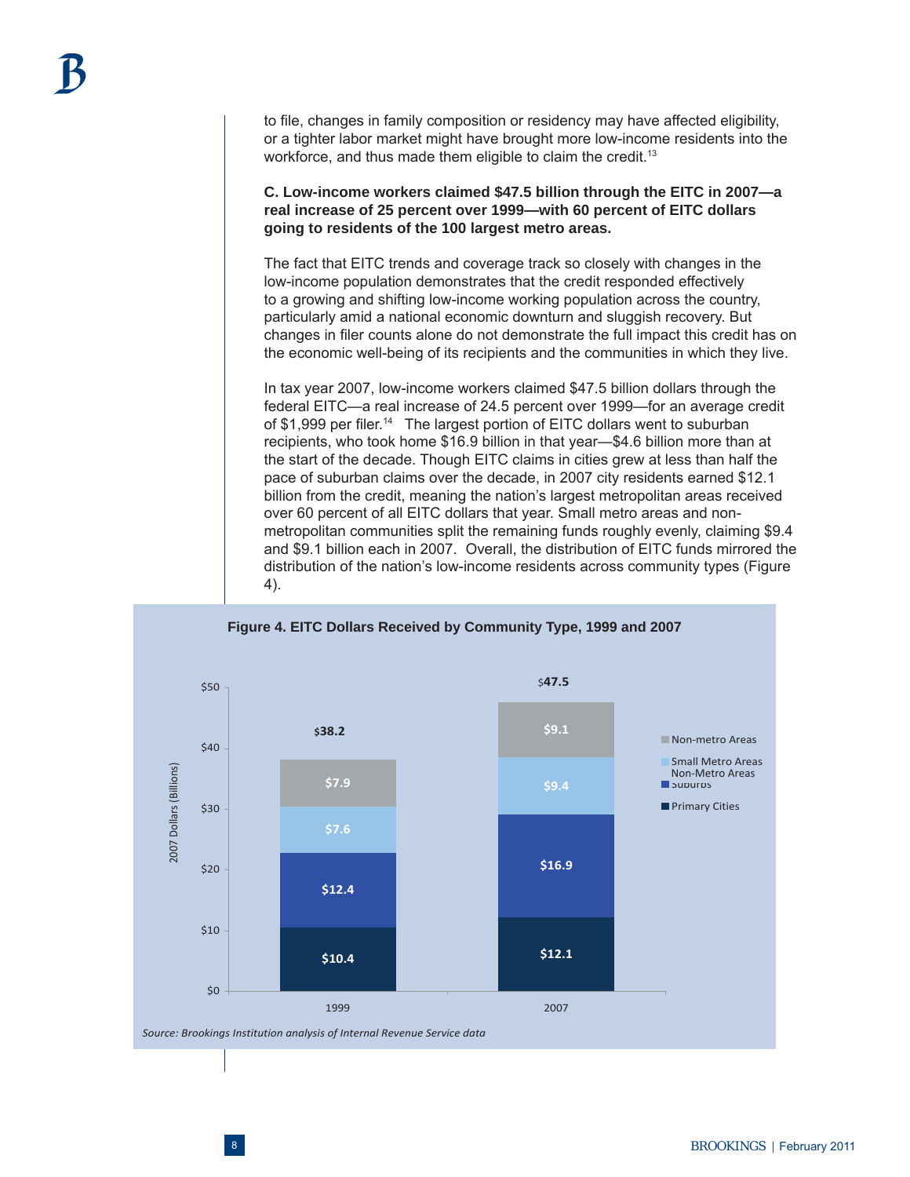to file, changes in family composition or residency may have affected eligibility, or a tighter labor market might have brought more low-income residents into the workforce, and thus made them eligible to claim the credit.[13]

**C. Low-income workers claimed $47.5 billion through the EITC in 2007—a real increase of 25 percent over 1999—with 60 percent of EITC dollars going to residents of the 100 largest metro areas.**

The fact that EITC trends and coverage track so closely with changes in the low-income population demonstrates that the credit responded effectively to a growing and shifting low-income working population across the country, particularly amid a national economic downturn and sluggish recovery. But changes in filer counts alone do not demonstrate the full impact this credit has on the economic well-being of its recipients and the communities in which they live.

In tax year 2007, low-income workers claimed $47.5 billion dollars through the federal EITC—a real increase of 24.5 percent over 1999—for an average credit of $1,999 per filer.[14] The largest portion of EITC dollars went to suburban recipients, who took home $16.9 billion in that year—$4.6 billion more than at the start of the decade. Though EITC claims in cities grew at less than half the pace of suburban claims over the decade, in 2007 city residents earned $12.1 billion from the credit, meaning the nation's largest metropolitan areas received over 60 percent of all EITC dollars that year. Small metro areas and non-metropolitan communities split the remaining funds roughly evenly, claiming $9.4 and $9.1 billion each in 2007. Overall, the distribution of EITC funds mirrored the distribution of the nation's low-income residents across community types (Figure 4).

**Figure 4. EITC Dollars Received by Community Type, 1999 and 2007**

| 2007 Dollars (Billions) | 1999 | 2007 |
|---|---|---|
| Non-metro Areas | $7.9 | $9.1 |
| Small Metro Areas | $7.6 | $9.4 |
| Suburbs | $12.4 | $16.9 |
| Primary Cities | $10.4 | $12.1 |
| Total | $38.2 | $47.5 |

*Source: Brookings Institution analysis of Internal Revenue Service data*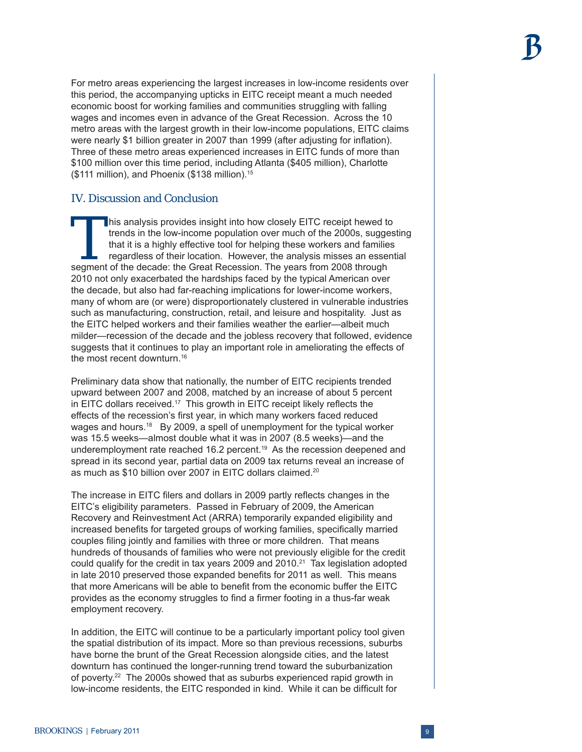For metro areas experiencing the largest increases in low-income residents over this period, the accompanying upticks in EITC receipt meant a much needed economic boost for working families and communities struggling with falling wages and incomes even in advance of the Great Recession. Across the 10 metro areas with the largest growth in their low-income populations, EITC claims were nearly $1 billion greater in 2007 than 1999 (after adjusting for inflation). Three of these metro areas experienced increases in EITC funds of more than $100 million over this time period, including Atlanta ($405 million), Charlotte ($111 million), and Phoenix ($138 million).[15]

## IV. Discussion and Conclusion

This analysis provides insight into how closely EITC receipt hewed to trends in the low-income population over much of the 2000s, suggesting that it is a highly effective tool for helping these workers and families regardless of their location. However, the analysis misses an essential segment of the decade: the Great Recession. The years from 2008 through 2010 not only exacerbated the hardships faced by the typical American over the decade, but also had far-reaching implications for lower-income workers, many of whom are (or were) disproportionately clustered in vulnerable industries such as manufacturing, construction, retail, and leisure and hospitality. Just as the EITC helped workers and their families weather the earlier—albeit much milder—recession of the decade and the jobless recovery that followed, evidence suggests that it continues to play an important role in ameliorating the effects of the most recent downturn.[16]

Preliminary data show that nationally, the number of EITC recipients trended upward between 2007 and 2008, matched by an increase of about 5 percent in EITC dollars received.[17] This growth in EITC receipt likely reflects the effects of the recession's first year, in which many workers faced reduced wages and hours.[18] By 2009, a spell of unemployment for the typical worker was 15.5 weeks—almost double what it was in 2007 (8.5 weeks)—and the underemployment rate reached 16.2 percent.[19] As the recession deepened and spread in its second year, partial data on 2009 tax returns reveal an increase of as much as $10 billion over 2007 in EITC dollars claimed.[20]

The increase in EITC filers and dollars in 2009 partly reflects changes in the EITC's eligibility parameters. Passed in February of 2009, the American Recovery and Reinvestment Act (ARRA) temporarily expanded eligibility and increased benefits for targeted groups of working families, specifically married couples filing jointly and families with three or more children. That means hundreds of thousands of families who were not previously eligible for the credit could qualify for the credit in tax years 2009 and 2010.[21] Tax legislation adopted in late 2010 preserved those expanded benefits for 2011 as well. This means that more Americans will be able to benefit from the economic buffer the EITC provides as the economy struggles to find a firmer footing in a thus-far weak employment recovery.

In addition, the EITC will continue to be a particularly important policy tool given the spatial distribution of its impact. More so than previous recessions, suburbs have borne the brunt of the Great Recession alongside cities, and the latest downturn has continued the longer-running trend toward the suburbanization of poverty.[22] The 2000s showed that as suburbs experienced rapid growth in low-income residents, the EITC responded in kind. While it can be difficult for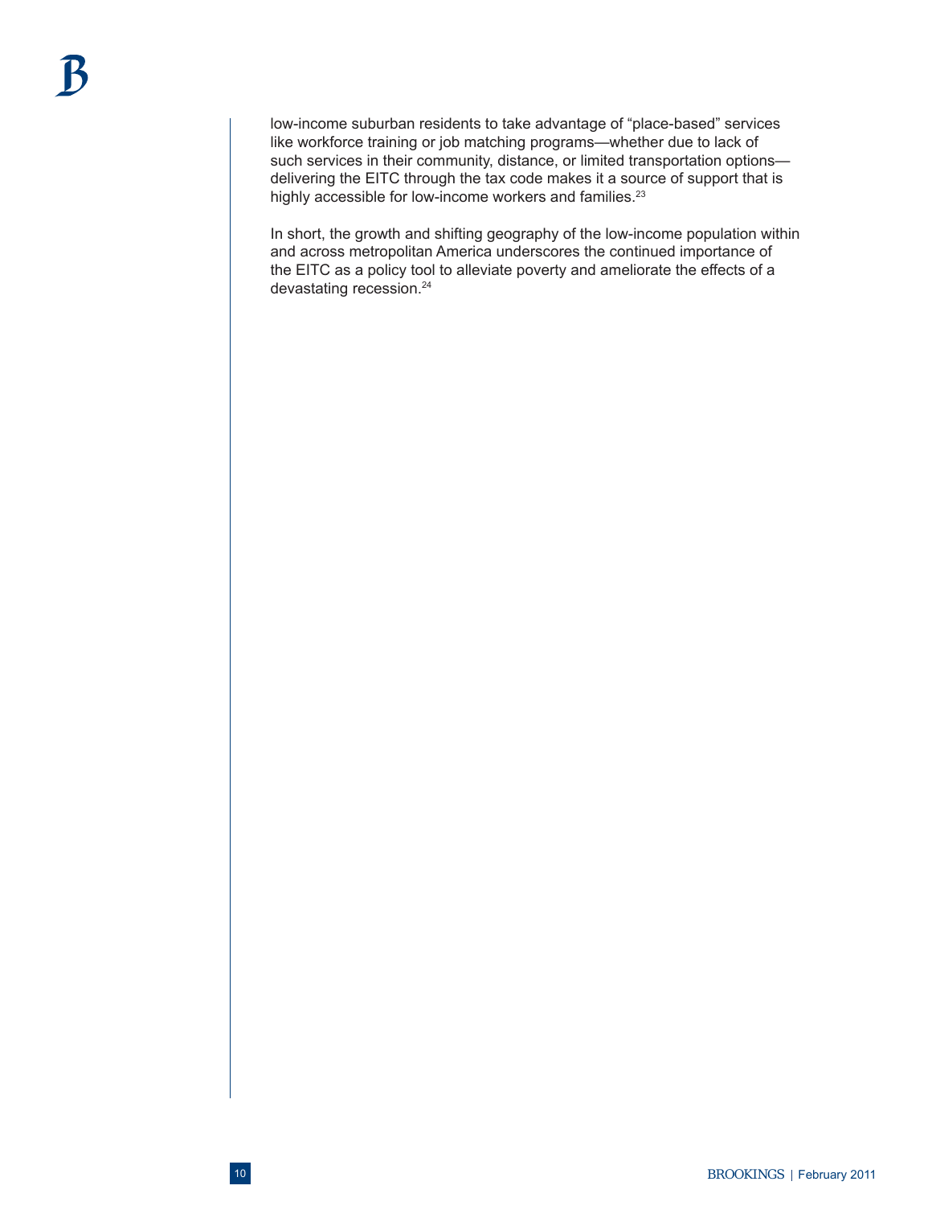low-income suburban residents to take advantage of "place-based" services like workforce training or job matching programs—whether due to lack of such services in their community, distance, or limited transportation options—delivering the EITC through the tax code makes it a source of support that is highly accessible for low-income workers and families.[23]

In short, the growth and shifting geography of the low-income population within and across metropolitan America underscores the continued importance of the EITC as a policy tool to alleviate poverty and ameliorate the effects of a devastating recession.[24]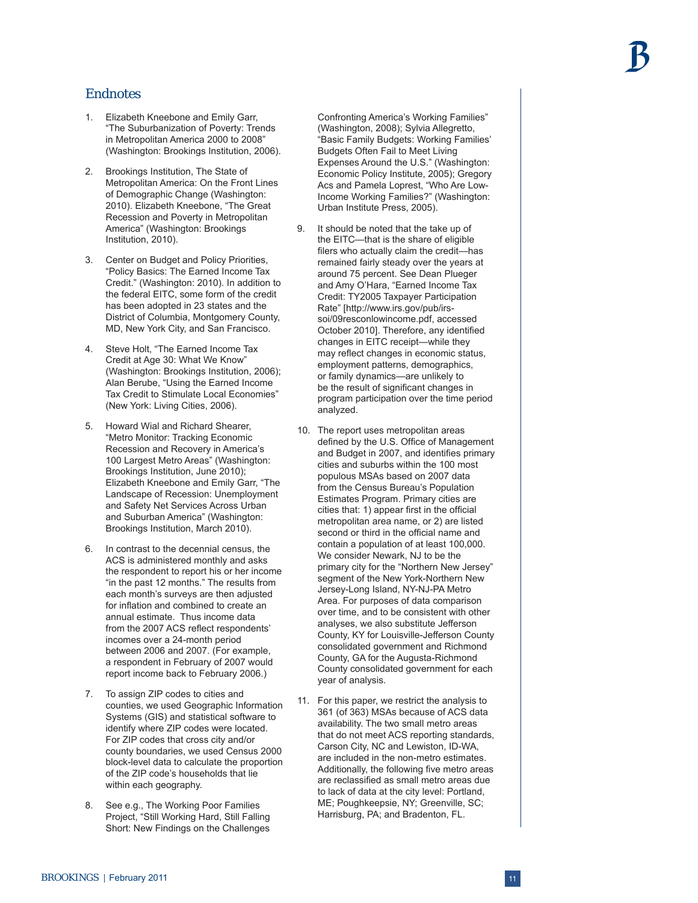## Endnotes

1. Elizabeth Kneebone and Emily Garr, "The Suburbanization of Poverty: Trends in Metropolitan America 2000 to 2008" (Washington: Brookings Institution, 2006).

2. Brookings Institution, The State of Metropolitan America: On the Front Lines of Demographic Change (Washington: 2010). Elizabeth Kneebone, "The Great Recession and Poverty in Metropolitan America" (Washington: Brookings Institution, 2010).

3. Center on Budget and Policy Priorities, "Policy Basics: The Earned Income Tax Credit." (Washington: 2010). In addition to the federal EITC, some form of the credit has been adopted in 23 states and the District of Columbia, Montgomery County, MD, New York City, and San Francisco.

4. Steve Holt, "The Earned Income Tax Credit at Age 30: What We Know" (Washington: Brookings Institution, 2006); Alan Berube, "Using the Earned Income Tax Credit to Stimulate Local Economies" (New York: Living Cities, 2006).

5. Howard Wial and Richard Shearer, "Metro Monitor: Tracking Economic Recession and Recovery in America's 100 Largest Metro Areas" (Washington: Brookings Institution, June 2010); Elizabeth Kneebone and Emily Garr, "The Landscape of Recession: Unemployment and Safety Net Services Across Urban and Suburban America" (Washington: Brookings Institution, March 2010).

6. In contrast to the decennial census, the ACS is administered monthly and asks the respondent to report his or her income "in the past 12 months." The results from each month's surveys are then adjusted for inflation and combined to create an annual estimate. Thus income data from the 2007 ACS reflect respondents' incomes over a 24-month period between 2006 and 2007. (For example, a respondent in February of 2007 would report income back to February 2006.)

7. To assign ZIP codes to cities and counties, we used Geographic Information Systems (GIS) and statistical software to identify where ZIP codes were located. For ZIP codes that cross city and/or county boundaries, we used Census 2000 block-level data to calculate the proportion of the ZIP code's households that lie within each geography.

8. See e.g., The Working Poor Families Project, "Still Working Hard, Still Falling Short: New Findings on the Challenges Confronting America's Working Families" (Washington, 2008); Sylvia Allegretto, "Basic Family Budgets: Working Families' Budgets Often Fail to Meet Living Expenses Around the U.S." (Washington: Economic Policy Institute, 2005); Gregory Acs and Pamela Loprest, "Who Are Low-Income Working Families?" (Washington: Urban Institute Press, 2005).

9. It should be noted that the take up of the EITC—that is the share of eligible filers who actually claim the credit—has remained fairly steady over the years at around 75 percent. See Dean Plueger and Amy O'Hara, "Earned Income Tax Credit: TY2005 Taxpayer Participation Rate" [http://www.irs.gov/pub/irs-soi/09resconlowincome.pdf, accessed October 2010]. Therefore, any identified changes in EITC receipt—while they may reflect changes in economic status, employment patterns, demographics, or family dynamics—are unlikely to be the result of significant changes in program participation over the time period analyzed.

10. The report uses metropolitan areas defined by the U.S. Office of Management and Budget in 2007, and identifies primary cities and suburbs within the 100 most populous MSAs based on 2007 data from the Census Bureau's Population Estimates Program. Primary cities are cities that: 1) appear first in the official metropolitan area name, or 2) are listed second or third in the official name and contain a population of at least 100,000. We consider Newark, NJ to be the primary city for the "Northern New Jersey" segment of the New York-Northern New Jersey-Long Island, NY-NJ-PA Metro Area. For purposes of data comparison over time, and to be consistent with other analyses, we also substitute Jefferson County, KY for Louisville-Jefferson County consolidated government and Richmond County, GA for the Augusta-Richmond County consolidated government for each year of analysis.

11. For this paper, we restrict the analysis to 361 (of 363) MSAs because of ACS data availability. The two small metro areas that do not meet ACS reporting standards, Carson City, NC and Lewiston, ID-WA, are included in the non-metro estimates. Additionally, the following five metro areas are reclassified as small metro areas due to lack of data at the city level: Portland, ME; Poughkeepsie, NY; Greenville, SC; Harrisburg, PA; and Bradenton, FL.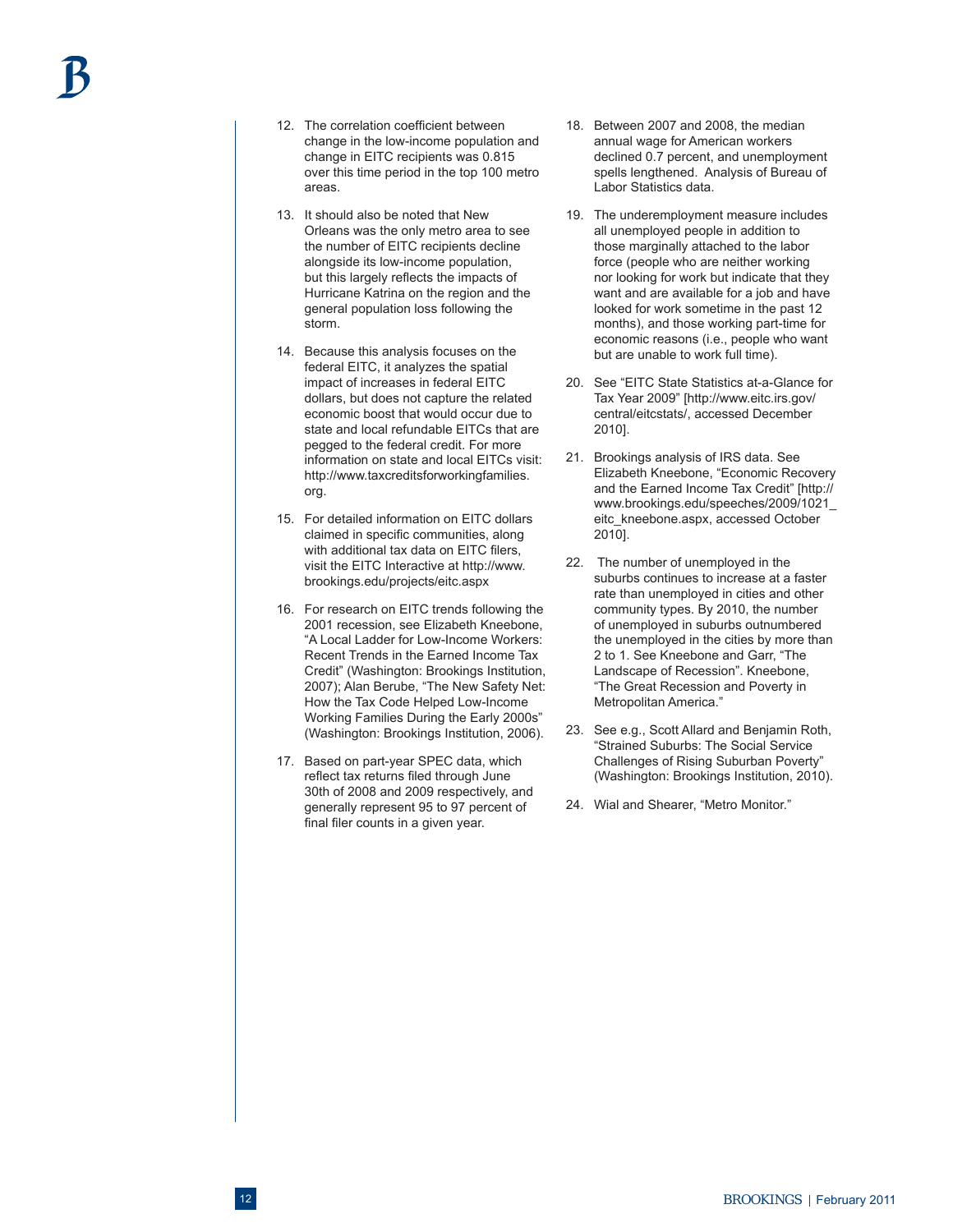12. The correlation coefficient between change in the low-income population and change in EITC recipients was 0.815 over this time period in the top 100 metro areas.

13. It should also be noted that New Orleans was the only metro area to see the number of EITC recipients decline alongside its low-income population, but this largely reflects the impacts of Hurricane Katrina on the region and the general population loss following the storm.

14. Because this analysis focuses on the federal EITC, it analyzes the spatial impact of increases in federal EITC dollars, but does not capture the related economic boost that would occur due to state and local refundable EITCs that are pegged to the federal credit. For more information on state and local EITCs visit: http://www.taxcreditsforworkingfamilies.org.

15. For detailed information on EITC dollars claimed in specific communities, along with additional tax data on EITC filers, visit the EITC Interactive at http://www.brookings.edu/projects/eitc.aspx

16. For research on EITC trends following the 2001 recession, see Elizabeth Kneebone, "A Local Ladder for Low-Income Workers: Recent Trends in the Earned Income Tax Credit" (Washington: Brookings Institution, 2007); Alan Berube, "The New Safety Net: How the Tax Code Helped Low-Income Working Families During the Early 2000s" (Washington: Brookings Institution, 2006).

17. Based on part-year SPEC data, which reflect tax returns filed through June 30th of 2008 and 2009 respectively, and generally represent 95 to 97 percent of final filer counts in a given year.

18. Between 2007 and 2008, the median annual wage for American workers declined 0.7 percent, and unemployment spells lengthened. Analysis of Bureau of Labor Statistics data.

19. The underemployment measure includes all unemployed people in addition to those marginally attached to the labor force (people who are neither working nor looking for work but indicate that they want and are available for a job and have looked for work sometime in the past 12 months), and those working part-time for economic reasons (i.e., people who want but are unable to work full time).

20. See "EITC State Statistics at-a-Glance for Tax Year 2009" [http://www.eitc.irs.gov/central/eitcstats/, accessed December 2010].

21. Brookings analysis of IRS data. See Elizabeth Kneebone, "Economic Recovery and the Earned Income Tax Credit" [http://www.brookings.edu/speeches/2009/1021_eitc_kneebone.aspx, accessed October 2010].

22. The number of unemployed in the suburbs continues to increase at a faster rate than unemployed in cities and other community types. By 2010, the number of unemployed in suburbs outnumbered the unemployed in the cities by more than 2 to 1. See Kneebone and Garr, "The Landscape of Recession". Kneebone, "The Great Recession and Poverty in Metropolitan America."

23. See e.g., Scott Allard and Benjamin Roth, "Strained Suburbs: The Social Service Challenges of Rising Suburban Poverty" (Washington: Brookings Institution, 2010).

24. Wial and Shearer, "Metro Monitor."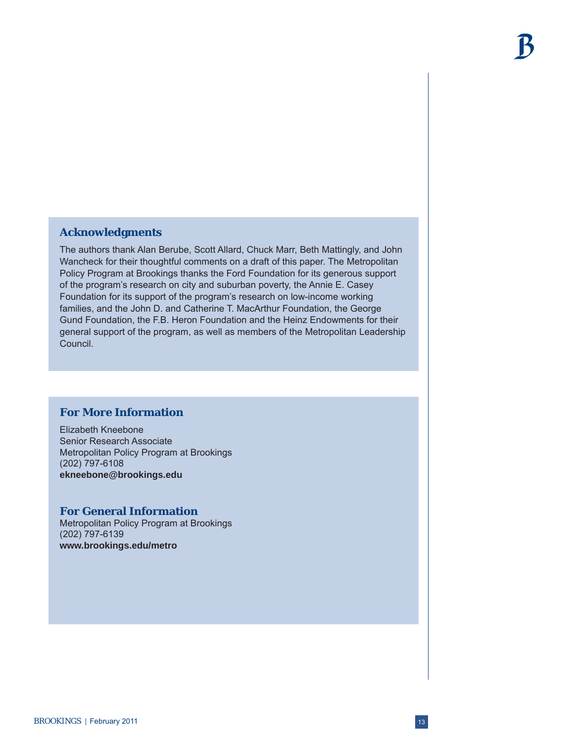## Acknowledgments

The authors thank Alan Berube, Scott Allard, Chuck Marr, Beth Mattingly, and John Wancheck for their thoughtful comments on a draft of this paper. The Metropolitan Policy Program at Brookings thanks the Ford Foundation for its generous support of the program's research on city and suburban poverty, the Annie E. Casey Foundation for its support of the program's research on low-income working families, and the John D. and Catherine T. MacArthur Foundation, the George Gund Foundation, the F.B. Heron Foundation and the Heinz Endowments for their general support of the program, as well as members of the Metropolitan Leadership Council.

## For More Information

Elizabeth Kneebone
Senior Research Associate
Metropolitan Policy Program at Brookings
(202) 797-6108
**ekneebone@brookings.edu**

## For General Information

Metropolitan Policy Program at Brookings
(202) 797-6139
**www.brookings.edu/metro**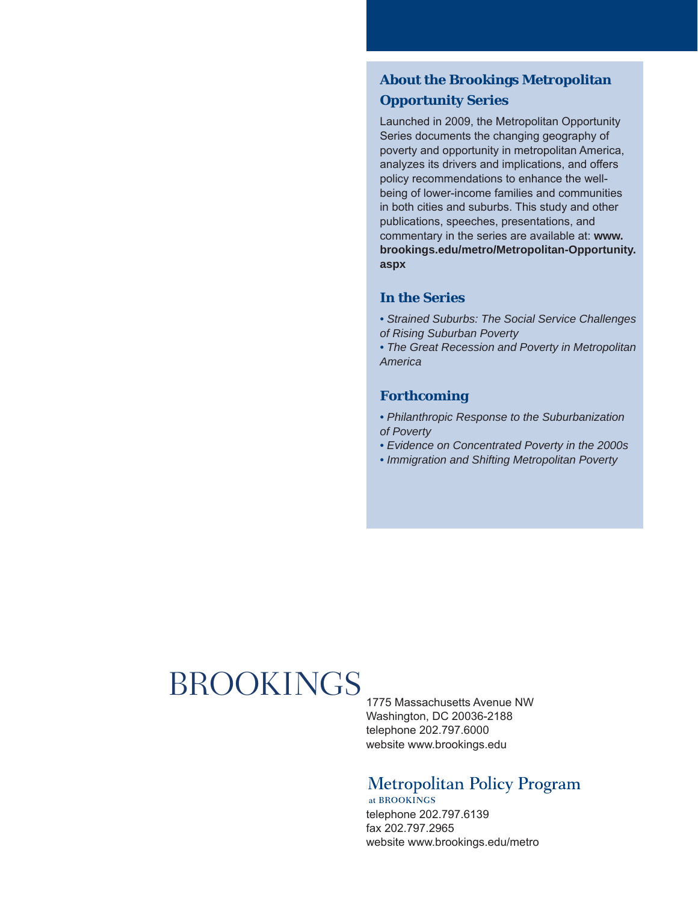## About the Brookings Metropolitan Opportunity Series

Launched in 2009, the Metropolitan Opportunity Series documents the changing geography of poverty and opportunity in metropolitan America, analyzes its drivers and implications, and offers policy recommendations to enhance the well-being of lower-income families and communities in both cities and suburbs. This study and other publications, speeches, presentations, and commentary in the series are available at: **www.brookings.edu/metro/Metropolitan-Opportunity.aspx**

## In the Series

- *Strained Suburbs: The Social Service Challenges of Rising Suburban Poverty*
- *The Great Recession and Poverty in Metropolitan America*

## Forthcoming

- *Philanthropic Response to the Suburbanization of Poverty*
- *Evidence on Concentrated Poverty in the 2000s*
- *Immigration and Shifting Metropolitan Poverty*

BROOKINGS

1775 Massachusetts Avenue NW
Washington, DC 20036-2188
telephone 202.797.6000
website www.brookings.edu

Metropolitan Policy Program
at BROOKINGS

telephone 202.797.6139
fax 202.797.2965
website www.brookings.edu/metro